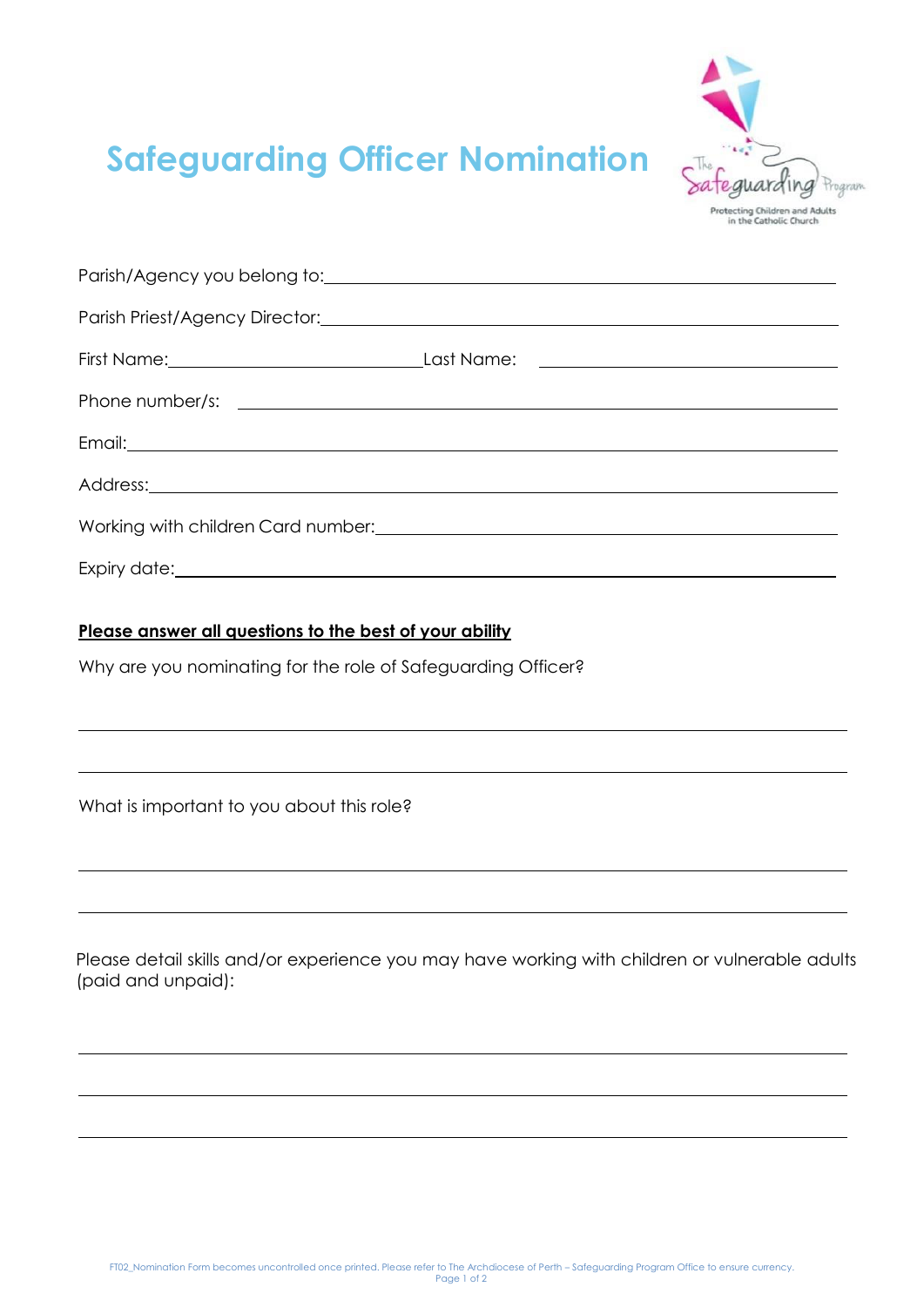# Safeguarding Officer Nomination

Parish/Agency you belong to: ____________________

Parish Priest/Agency Director: ____________________

First Name: ____________________ Last Name: ____________________

Phone number/s: ____________________

Email: ____________________

Address: ____________________

Working with children Card number: ____________________

Expiry date: ____________________

**Please answer all questions to the best of your ability**

Why are you nominating for the role of Safeguarding Officer?

____________________

____________________

What is important to you about this role?

____________________

____________________

Please detail skills and/or experience you may have working with children or vulnerable adults (paid and unpaid):

____________________

____________________

____________________

FT02_Nomination Form becomes uncontrolled once printed. Please refer to The Archdiocese of Perth – Safeguarding Program Office to ensure currency.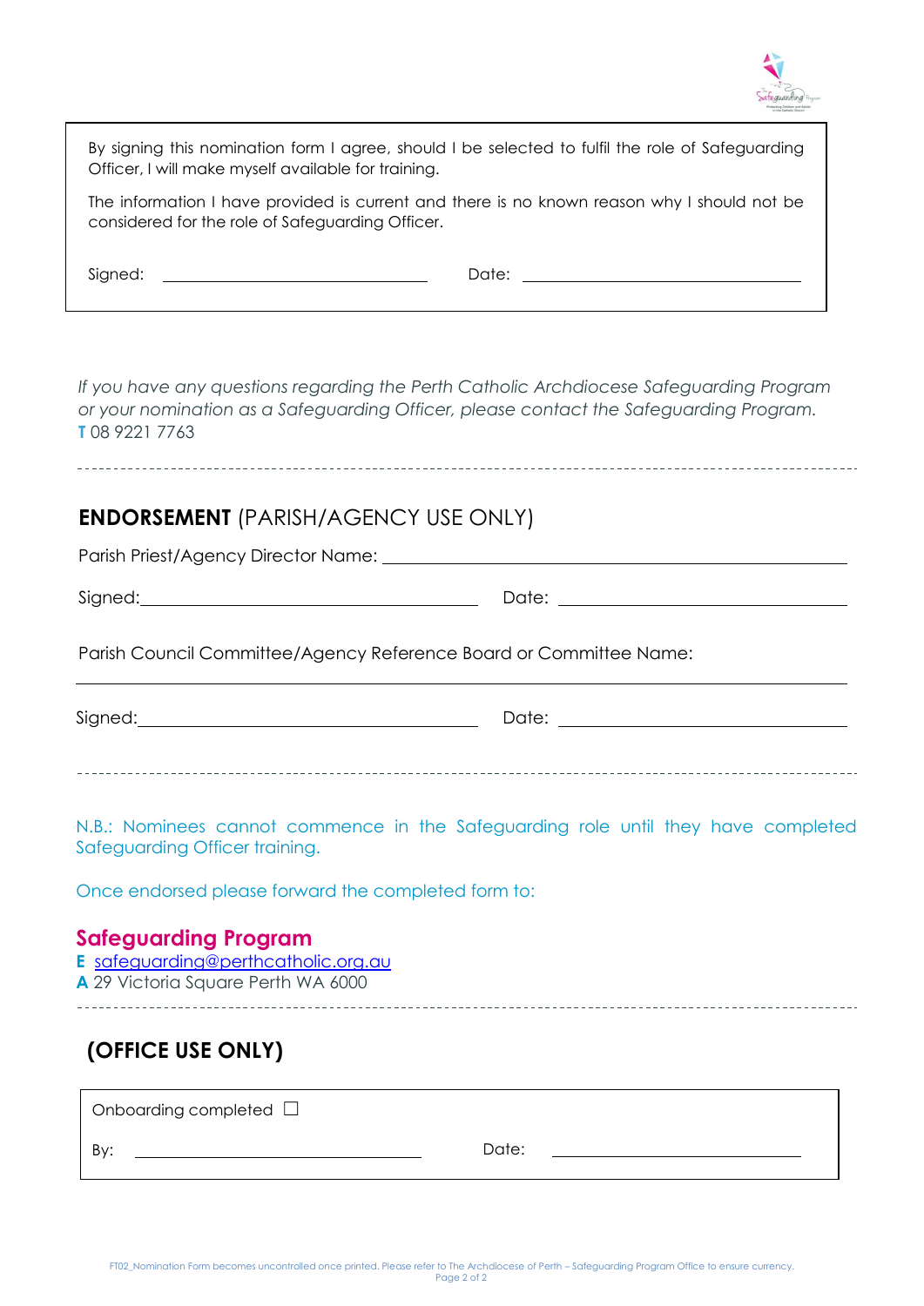By signing this nomination form I agree, should I be selected to fulfil the role of Safeguarding Officer, I will make myself available for training.

The information I have provided is current and there is no known reason why I should not be considered for the role of Safeguarding Officer.

Signed: ______________________________ Date: ______________________________

*If you have any questions regarding the Perth Catholic Archdiocese Safeguarding Program or your nomination as a Safeguarding Officer, please contact the Safeguarding Program.*
**T** 08 9221 7763

---

## **ENDORSEMENT** (PARISH/AGENCY USE ONLY)

Parish Priest/Agency Director Name: ______________________________

Signed: ______________________________ Date: ______________________________

Parish Council Committee/Agency Reference Board or Committee Name:

______________________________

Signed: ______________________________ Date: ______________________________

---

N.B.: Nominees cannot commence in the Safeguarding role until they have completed Safeguarding Officer training.

Once endorsed please forward the completed form to:

### Safeguarding Program

**E** safeguarding@perthcatholic.org.au
**A** 29 Victoria Square Perth WA 6000

---

## (OFFICE USE ONLY)

Onboarding completed ☐

By: ______________________________ Date: ______________________________

FT02_Nomination Form becomes uncontrolled once printed. Please refer to The Archdiocese of Perth – Safeguarding Program Office to ensure currency.